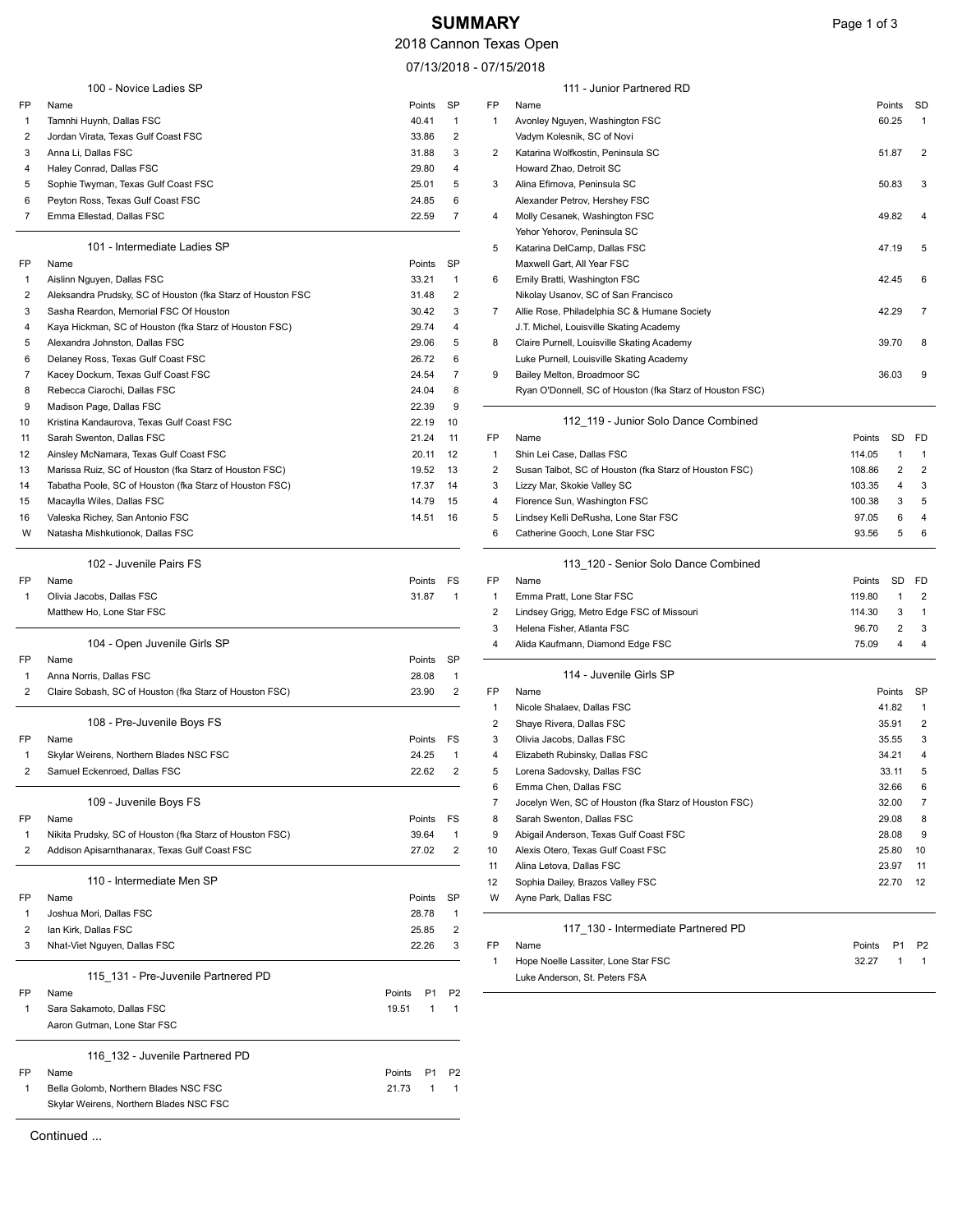# SUMMARY

2018 Cannon Texas Open

07/13/2018 - 07/15/2018

### 100 - Novice Ladies SP

| FP | Name | Points | SP |
|---|---|---|---|
| 1 | Tamnhi Huynh, Dallas FSC | 40.41 | 1 |
| 2 | Jordan Virata, Texas Gulf Coast FSC | 33.86 | 2 |
| 3 | Anna Li, Dallas FSC | 31.88 | 3 |
| 4 | Haley Conrad, Dallas FSC | 29.80 | 4 |
| 5 | Sophie Twyman, Texas Gulf Coast FSC | 25.01 | 5 |
| 6 | Peyton Ross, Texas Gulf Coast FSC | 24.85 | 6 |
| 7 | Emma Ellestad, Dallas FSC | 22.59 | 7 |

### 101 - Intermediate Ladies SP

| FP | Name | Points | SP |
|---|---|---|---|
| 1 | Aislinn Nguyen, Dallas FSC | 33.21 | 1 |
| 2 | Aleksandra Prudsky, SC of Houston (fka Starz of Houston FSC | 31.48 | 2 |
| 3 | Sasha Reardon, Memorial FSC Of Houston | 30.42 | 3 |
| 4 | Kaya Hickman, SC of Houston (fka Starz of Houston FSC) | 29.74 | 4 |
| 5 | Alexandra Johnston, Dallas FSC | 29.06 | 5 |
| 6 | Delaney Ross, Texas Gulf Coast FSC | 26.72 | 6 |
| 7 | Kacey Dockum, Texas Gulf Coast FSC | 24.54 | 7 |
| 8 | Rebecca Ciarochi, Dallas FSC | 24.04 | 8 |
| 9 | Madison Page, Dallas FSC | 22.39 | 9 |
| 10 | Kristina Kandaurova, Texas Gulf Coast FSC | 22.19 | 10 |
| 11 | Sarah Swenton, Dallas FSC | 21.24 | 11 |
| 12 | Ainsley McNamara, Texas Gulf Coast FSC | 20.11 | 12 |
| 13 | Marissa Ruiz, SC of Houston (fka Starz of Houston FSC) | 19.52 | 13 |
| 14 | Tabatha Poole, SC of Houston (fka Starz of Houston FSC) | 17.37 | 14 |
| 15 | Macaylla Wiles, Dallas FSC | 14.79 | 15 |
| 16 | Valeska Richey, San Antonio FSC | 14.51 | 16 |
| W | Natasha Mishkutionok, Dallas FSC | | |

### 102 - Juvenile Pairs FS

| FP | Name | Points | FS |
|---|---|---|---|
| 1 | Olivia Jacobs, Dallas FSC | 31.87 | 1 |
| | Matthew Ho, Lone Star FSC | | |

### 104 - Open Juvenile Girls SP

| FP | Name | Points | SP |
|---|---|---|---|
| 1 | Anna Norris, Dallas FSC | 28.08 | 1 |
| 2 | Claire Sobash, SC of Houston (fka Starz of Houston FSC) | 23.90 | 2 |

### 108 - Pre-Juvenile Boys FS

| FP | Name | Points | FS |
|---|---|---|---|
| 1 | Skylar Weirens, Northern Blades NSC FSC | 24.25 | 1 |
| 2 | Samuel Eckenroed, Dallas FSC | 22.62 | 2 |

### 109 - Juvenile Boys FS

| FP | Name | Points | FS |
|---|---|---|---|
| 1 | Nikita Prudsky, SC of Houston (fka Starz of Houston FSC) | 39.64 | 1 |
| 2 | Addison Apisarnthanarax, Texas Gulf Coast FSC | 27.02 | 2 |

### 110 - Intermediate Men SP

| FP | Name | Points | SP |
|---|---|---|---|
| 1 | Joshua Mori, Dallas FSC | 28.78 | 1 |
| 2 | Ian Kirk, Dallas FSC | 25.85 | 2 |
| 3 | Nhat-Viet Nguyen, Dallas FSC | 22.26 | 3 |

### 115_131 - Pre-Juvenile Partnered PD

| FP | Name | Points | P1 | P2 |
|---|---|---|---|---|
| 1 | Sara Sakamoto, Dallas FSC | 19.51 | 1 | 1 |
| | Aaron Gutman, Lone Star FSC | | | |

### 116_132 - Juvenile Partnered PD

| FP | Name | Points | P1 | P2 |
|---|---|---|---|---|
| 1 | Bella Golomb, Northern Blades NSC FSC | 21.73 | 1 | 1 |
| | Skylar Weirens, Northern Blades NSC FSC | | | |

### 111 - Junior Partnered RD

| FP | Name | Points | SD |
|---|---|---|---|
| 1 | Avonley Nguyen, Washington FSC | 60.25 | 1 |
| | Vadym Kolesnik, SC of Novi | | |
| 2 | Katarina Wolfkostin, Peninsula SC | 51.87 | 2 |
| | Howard Zhao, Detroit SC | | |
| 3 | Alina Efimova, Peninsula SC | 50.83 | 3 |
| | Alexander Petrov, Hershey FSC | | |
| 4 | Molly Cesanek, Washington FSC | 49.82 | 4 |
| | Yehor Yehorov, Peninsula SC | | |
| 5 | Katarina DelCamp, Dallas FSC | 47.19 | 5 |
| | Maxwell Gart, All Year FSC | | |
| 6 | Emily Bratti, Washington FSC | 42.45 | 6 |
| | Nikolay Usanov, SC of San Francisco | | |
| 7 | Allie Rose, Philadelphia SC & Humane Society | 42.29 | 7 |
| | J.T. Michel, Louisville Skating Academy | | |
| 8 | Claire Purnell, Louisville Skating Academy | 39.70 | 8 |
| | Luke Purnell, Louisville Skating Academy | | |
| 9 | Bailey Melton, Broadmoor SC | 36.03 | 9 |
| | Ryan O'Donnell, SC of Houston (fka Starz of Houston FSC) | | |

### 112_119 - Junior Solo Dance Combined

| FP | Name | Points | SD | FD |
|---|---|---|---|---|
| 1 | Shin Lei Case, Dallas FSC | 114.05 | 1 | 1 |
| 2 | Susan Talbot, SC of Houston (fka Starz of Houston FSC) | 108.86 | 2 | 2 |
| 3 | Lizzy Mar, Skokie Valley SC | 103.35 | 4 | 3 |
| 4 | Florence Sun, Washington FSC | 100.38 | 3 | 5 |
| 5 | Lindsey Kelli DeRusha, Lone Star FSC | 97.05 | 6 | 4 |
| 6 | Catherine Gooch, Lone Star FSC | 93.56 | 5 | 6 |

### 113_120 - Senior Solo Dance Combined

| FP | Name | Points | SD | FD |
|---|---|---|---|---|
| 1 | Emma Pratt, Lone Star FSC | 119.80 | 1 | 2 |
| 2 | Lindsey Grigg, Metro Edge FSC of Missouri | 114.30 | 3 | 1 |
| 3 | Helena Fisher, Atlanta FSC | 96.70 | 2 | 3 |
| 4 | Alida Kaufmann, Diamond Edge FSC | 75.09 | 4 | 4 |

### 114 - Juvenile Girls SP

| FP | Name | Points | SP |
|---|---|---|---|
| 1 | Nicole Shalaev, Dallas FSC | 41.82 | 1 |
| 2 | Shaye Rivera, Dallas FSC | 35.91 | 2 |
| 3 | Olivia Jacobs, Dallas FSC | 35.55 | 3 |
| 4 | Elizabeth Rubinsky, Dallas FSC | 34.21 | 4 |
| 5 | Lorena Sadovsky, Dallas FSC | 33.11 | 5 |
| 6 | Emma Chen, Dallas FSC | 32.66 | 6 |
| 7 | Jocelyn Wen, SC of Houston (fka Starz of Houston FSC) | 32.00 | 7 |
| 8 | Sarah Swenton, Dallas FSC | 29.08 | 8 |
| 9 | Abigail Anderson, Texas Gulf Coast FSC | 28.08 | 9 |
| 10 | Alexis Otero, Texas Gulf Coast FSC | 25.80 | 10 |
| 11 | Alina Letova, Dallas FSC | 23.97 | 11 |
| 12 | Sophia Dailey, Brazos Valley FSC | 22.70 | 12 |
| W | Ayne Park, Dallas FSC | | |

### 117_130 - Intermediate Partnered PD

| FP | Name | Points | P1 | P2 |
|---|---|---|---|---|
| 1 | Hope Noelle Lassiter, Lone Star FSC | 32.27 | 1 | 1 |
| | Luke Anderson, St. Peters FSA | | | |

Continued ...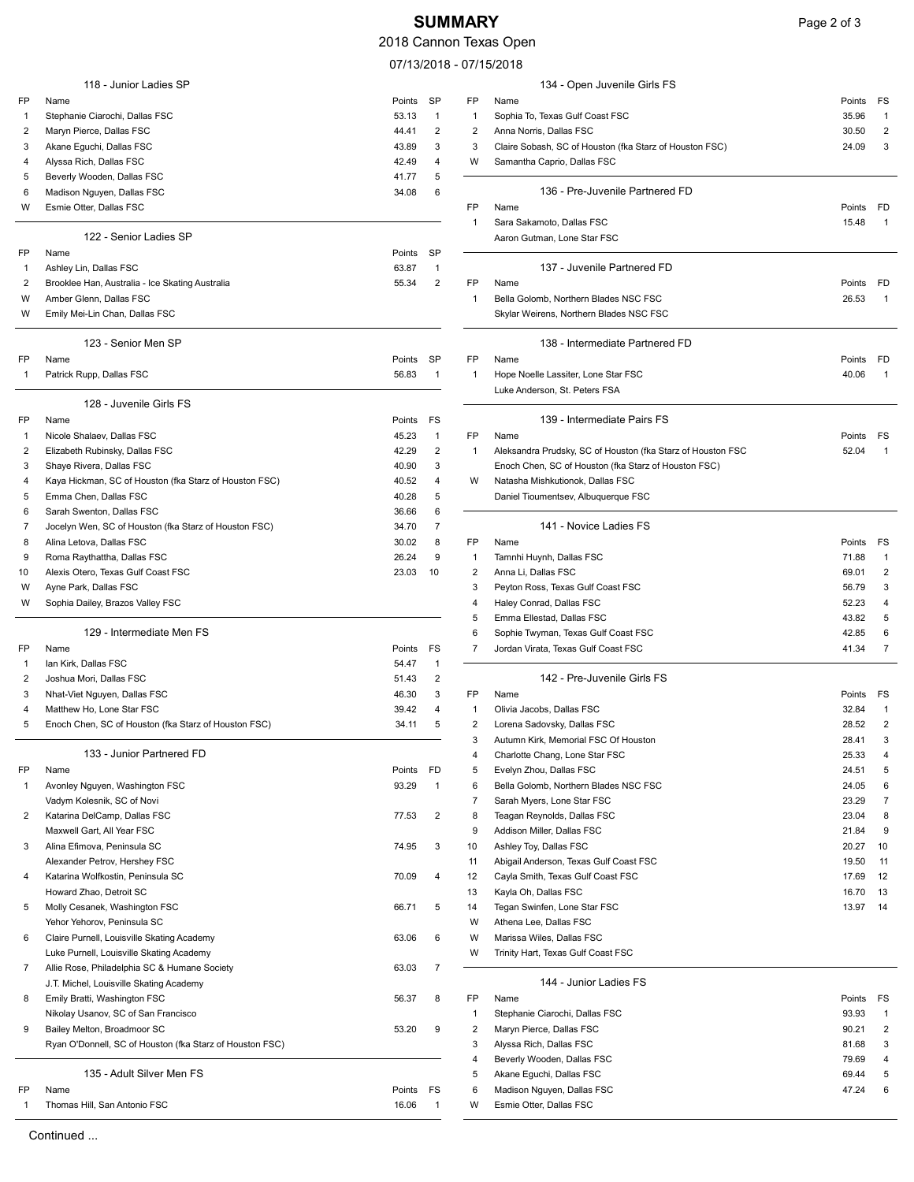# SUMMARY

2018 Cannon Texas Open

07/13/2018 - 07/15/2018

### 118 - Junior Ladies SP

| FP | Name | Points | SP |
|---|---|---|---|
| 1 | Stephanie Ciarochi, Dallas FSC | 53.13 | 1 |
| 2 | Maryn Pierce, Dallas FSC | 44.41 | 2 |
| 3 | Akane Eguchi, Dallas FSC | 43.89 | 3 |
| 4 | Alyssa Rich, Dallas FSC | 42.49 | 4 |
| 5 | Beverly Wooden, Dallas FSC | 41.77 | 5 |
| 6 | Madison Nguyen, Dallas FSC | 34.08 | 6 |
| W | Esmie Otter, Dallas FSC | | |

### 122 - Senior Ladies SP

| FP | Name | Points | SP |
|---|---|---|---|
| 1 | Ashley Lin, Dallas FSC | 63.87 | 1 |
| 2 | Brooklee Han, Australia - Ice Skating Australia | 55.34 | 2 |
| W | Amber Glenn, Dallas FSC | | |
| W | Emily Mei-Lin Chan, Dallas FSC | | |

### 123 - Senior Men SP

| FP | Name | Points | SP |
|---|---|---|---|
| 1 | Patrick Rupp, Dallas FSC | 56.83 | 1 |

### 128 - Juvenile Girls FS

| FP | Name | Points | FS |
|---|---|---|---|
| 1 | Nicole Shalaev, Dallas FSC | 45.23 | 1 |
| 2 | Elizabeth Rubinsky, Dallas FSC | 42.29 | 2 |
| 3 | Shaye Rivera, Dallas FSC | 40.90 | 3 |
| 4 | Kaya Hickman, SC of Houston (fka Starz of Houston FSC) | 40.52 | 4 |
| 5 | Emma Chen, Dallas FSC | 40.28 | 5 |
| 6 | Sarah Swenton, Dallas FSC | 36.66 | 6 |
| 7 | Jocelyn Wen, SC of Houston (fka Starz of Houston FSC) | 34.70 | 7 |
| 8 | Alina Letova, Dallas FSC | 30.02 | 8 |
| 9 | Roma Raythattha, Dallas FSC | 26.24 | 9 |
| 10 | Alexis Otero, Texas Gulf Coast FSC | 23.03 | 10 |
| W | Ayne Park, Dallas FSC | | |
| W | Sophia Dailey, Brazos Valley FSC | | |

### 129 - Intermediate Men FS

| FP | Name | Points | FS |
|---|---|---|---|
| 1 | Ian Kirk, Dallas FSC | 54.47 | 1 |
| 2 | Joshua Mori, Dallas FSC | 51.43 | 2 |
| 3 | Nhat-Viet Nguyen, Dallas FSC | 46.30 | 3 |
| 4 | Matthew Ho, Lone Star FSC | 39.42 | 4 |
| 5 | Enoch Chen, SC of Houston (fka Starz of Houston FSC) | 34.11 | 5 |

### 133 - Junior Partnered FD

| FP | Name | Points | FD |
|---|---|---|---|
| 1 | Avonley Nguyen, Washington FSC<br>Vadym Kolesnik, SC of Novi | 93.29 | 1 |
| 2 | Katarina DelCamp, Dallas FSC<br>Maxwell Gart, All Year FSC | 77.53 | 2 |
| 3 | Alina Efimova, Peninsula SC<br>Alexander Petrov, Hershey FSC | 74.95 | 3 |
| 4 | Katarina Wolfkostin, Peninsula SC<br>Howard Zhao, Detroit SC | 70.09 | 4 |
| 5 | Molly Cesanek, Washington FSC<br>Yehor Yehorov, Peninsula SC | 66.71 | 5 |
| 6 | Claire Purnell, Louisville Skating Academy<br>Luke Purnell, Louisville Skating Academy | 63.06 | 6 |
| 7 | Allie Rose, Philadelphia SC & Humane Society<br>J.T. Michel, Louisville Skating Academy | 63.03 | 7 |
| 8 | Emily Bratti, Washington FSC<br>Nikolay Usanov, SC of San Francisco | 56.37 | 8 |
| 9 | Bailey Melton, Broadmoor SC<br>Ryan O'Donnell, SC of Houston (fka Starz of Houston FSC) | 53.20 | 9 |

### 135 - Adult Silver Men FS

| FP | Name | Points | FS |
|---|---|---|---|
| 1 | Thomas Hill, San Antonio FSC | 16.06 | 1 |

### 134 - Open Juvenile Girls FS

| FP | Name | Points | FS |
|---|---|---|---|
| 1 | Sophia To, Texas Gulf Coast FSC | 35.96 | 1 |
| 2 | Anna Norris, Dallas FSC | 30.50 | 2 |
| 3 | Claire Sobash, SC of Houston (fka Starz of Houston FSC) | 24.09 | 3 |
| W | Samantha Caprio, Dallas FSC | | |

### 136 - Pre-Juvenile Partnered FD

| FP | Name | Points | FD |
|---|---|---|---|
| 1 | Sara Sakamoto, Dallas FSC<br>Aaron Gutman, Lone Star FSC | 15.48 | 1 |

### 137 - Juvenile Partnered FD

| FP | Name | Points | FD |
|---|---|---|---|
| 1 | Bella Golomb, Northern Blades NSC FSC<br>Skylar Weirens, Northern Blades NSC FSC | 26.53 | 1 |

### 138 - Intermediate Partnered FD

| FP | Name | Points | FD |
|---|---|---|---|
| 1 | Hope Noelle Lassiter, Lone Star FSC<br>Luke Anderson, St. Peters FSA | 40.06 | 1 |

### 139 - Intermediate Pairs FS

| FP | Name | Points | FS |
|---|---|---|---|
| 1 | Aleksandra Prudsky, SC of Houston (fka Starz of Houston FSC<br>Enoch Chen, SC of Houston (fka Starz of Houston FSC) | 52.04 | 1 |
| W | Natasha Mishkutionok, Dallas FSC<br>Daniel Tioumentsev, Albuquerque FSC | | |

### 141 - Novice Ladies FS

| FP | Name | Points | FS |
|---|---|---|---|
| 1 | Tamnhi Huynh, Dallas FSC | 71.88 | 1 |
| 2 | Anna Li, Dallas FSC | 69.01 | 2 |
| 3 | Peyton Ross, Texas Gulf Coast FSC | 56.79 | 3 |
| 4 | Haley Conrad, Dallas FSC | 52.23 | 4 |
| 5 | Emma Ellestad, Dallas FSC | 43.82 | 5 |
| 6 | Sophie Twyman, Texas Gulf Coast FSC | 42.85 | 6 |
| 7 | Jordan Virata, Texas Gulf Coast FSC | 41.34 | 7 |

### 142 - Pre-Juvenile Girls FS

| FP | Name | Points | FS |
|---|---|---|---|
| 1 | Olivia Jacobs, Dallas FSC | 32.84 | 1 |
| 2 | Lorena Sadovsky, Dallas FSC | 28.52 | 2 |
| 3 | Autumn Kirk, Memorial FSC Of Houston | 28.41 | 3 |
| 4 | Charlotte Chang, Lone Star FSC | 25.33 | 4 |
| 5 | Evelyn Zhou, Dallas FSC | 24.51 | 5 |
| 6 | Bella Golomb, Northern Blades NSC FSC | 24.05 | 6 |
| 7 | Sarah Myers, Lone Star FSC | 23.29 | 7 |
| 8 | Teagan Reynolds, Dallas FSC | 23.04 | 8 |
| 9 | Addison Miller, Dallas FSC | 21.84 | 9 |
| 10 | Ashley Toy, Dallas FSC | 20.27 | 10 |
| 11 | Abigail Anderson, Texas Gulf Coast FSC | 19.50 | 11 |
| 12 | Cayla Smith, Texas Gulf Coast FSC | 17.69 | 12 |
| 13 | Kayla Oh, Dallas FSC | 16.70 | 13 |
| 14 | Tegan Swinfen, Lone Star FSC | 13.97 | 14 |
| W | Athena Lee, Dallas FSC | | |
| W | Marissa Wiles, Dallas FSC | | |
| W | Trinity Hart, Texas Gulf Coast FSC | | |

### 144 - Junior Ladies FS

| FP | Name | Points | FS |
|---|---|---|---|
| 1 | Stephanie Ciarochi, Dallas FSC | 93.93 | 1 |
| 2 | Maryn Pierce, Dallas FSC | 90.21 | 2 |
| 3 | Alyssa Rich, Dallas FSC | 81.68 | 3 |
| 4 | Beverly Wooden, Dallas FSC | 79.69 | 4 |
| 5 | Akane Eguchi, Dallas FSC | 69.44 | 5 |
| 6 | Madison Nguyen, Dallas FSC | 47.24 | 6 |
| W | Esmie Otter, Dallas FSC | | |

Continued ...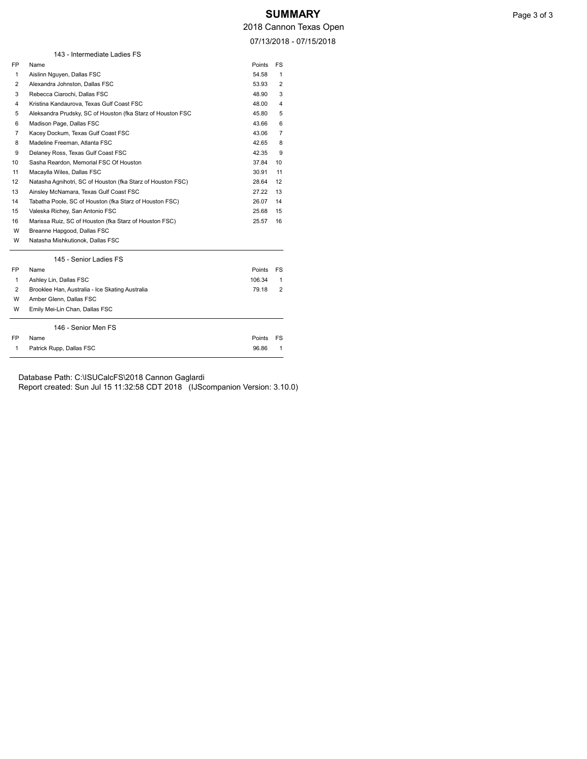# SUMMARY

2018 Cannon Texas Open

07/13/2018 - 07/15/2018

### 143 - Intermediate Ladies FS

| FP | Name | Points | FS |
|---|---|---|---|
| 1 | Aislinn Nguyen, Dallas FSC | 54.58 | 1 |
| 2 | Alexandra Johnston, Dallas FSC | 53.93 | 2 |
| 3 | Rebecca Ciarochi, Dallas FSC | 48.90 | 3 |
| 4 | Kristina Kandaurova, Texas Gulf Coast FSC | 48.00 | 4 |
| 5 | Aleksandra Prudsky, SC of Houston (fka Starz of Houston FSC | 45.80 | 5 |
| 6 | Madison Page, Dallas FSC | 43.66 | 6 |
| 7 | Kacey Dockum, Texas Gulf Coast FSC | 43.06 | 7 |
| 8 | Madeline Freeman, Atlanta FSC | 42.65 | 8 |
| 9 | Delaney Ross, Texas Gulf Coast FSC | 42.35 | 9 |
| 10 | Sasha Reardon, Memorial FSC Of Houston | 37.84 | 10 |
| 11 | Macaylla Wiles, Dallas FSC | 30.91 | 11 |
| 12 | Natasha Agnihotri, SC of Houston (fka Starz of Houston FSC) | 28.64 | 12 |
| 13 | Ainsley McNamara, Texas Gulf Coast FSC | 27.22 | 13 |
| 14 | Tabatha Poole, SC of Houston (fka Starz of Houston FSC) | 26.07 | 14 |
| 15 | Valeska Richey, San Antonio FSC | 25.68 | 15 |
| 16 | Marissa Ruiz, SC of Houston (fka Starz of Houston FSC) | 25.57 | 16 |
| W | Breanne Hapgood, Dallas FSC | | |
| W | Natasha Mishkutionok, Dallas FSC | | |

### 145 - Senior Ladies FS

| FP | Name | Points | FS |
|---|---|---|---|
| 1 | Ashley Lin, Dallas FSC | 106.34 | 1 |
| 2 | Brooklee Han, Australia - Ice Skating Australia | 79.18 | 2 |
| W | Amber Glenn, Dallas FSC | | |
| W | Emily Mei-Lin Chan, Dallas FSC | | |

### 146 - Senior Men FS

| FP | Name | Points | FS |
|---|---|---|---|
| 1 | Patrick Rupp, Dallas FSC | 96.86 | 1 |

Database Path: C:\ISUCalcFS\2018 Cannon Gaglardi

Report created: Sun Jul 15 11:32:58 CDT 2018 (IJScompanion Version: 3.10.0)